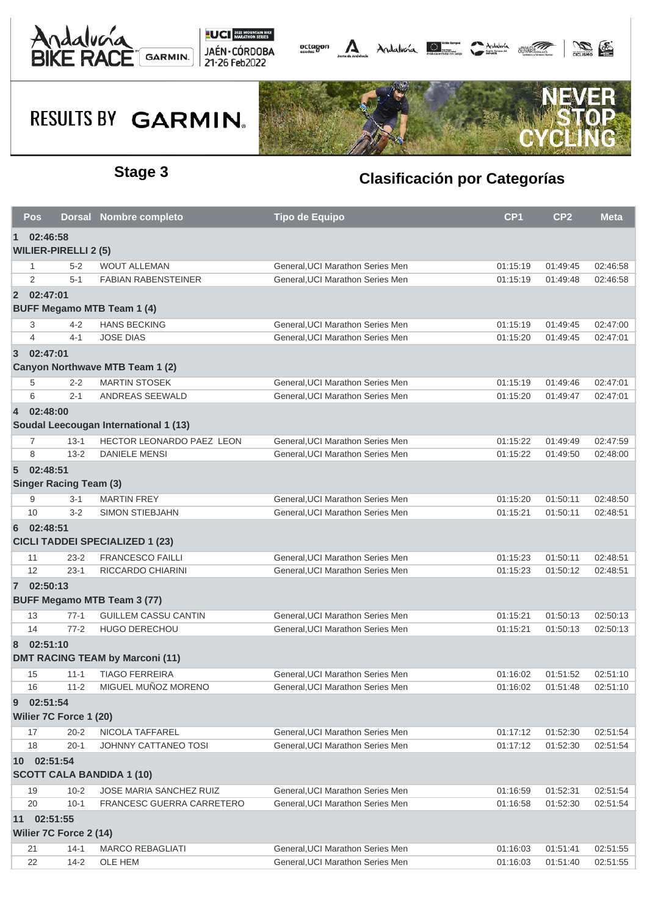## Stage 3

## Clasificación por Categorías

| Pos | Dorsal | Nombre completo | Tipo de Equipo | CP1 | CP2 | Meta |
|---|---|---|---|---|---|---|
| **1 02:46:58** | | | | | | |
| **WILIER-PIRELLI 2 (5)** | | | | | | |
| 1 | 5-2 | WOUT ALLEMAN | General,UCI Marathon Series Men | 01:15:19 | 01:49:45 | 02:46:58 |
| 2 | 5-1 | FABIAN RABENSTEINER | General,UCI Marathon Series Men | 01:15:19 | 01:49:48 | 02:46:58 |
| **2 02:47:01** | | | | | | |
| **BUFF Megamo MTB Team 1 (4)** | | | | | | |
| 3 | 4-2 | HANS BECKING | General,UCI Marathon Series Men | 01:15:19 | 01:49:45 | 02:47:00 |
| 4 | 4-1 | JOSE DIAS | General,UCI Marathon Series Men | 01:15:20 | 01:49:45 | 02:47:01 |
| **3 02:47:01** | | | | | | |
| **Canyon Northwave MTB Team 1 (2)** | | | | | | |
| 5 | 2-2 | MARTIN STOSEK | General,UCI Marathon Series Men | 01:15:19 | 01:49:46 | 02:47:01 |
| 6 | 2-1 | ANDREAS SEEWALD | General,UCI Marathon Series Men | 01:15:20 | 01:49:47 | 02:47:01 |
| **4 02:48:00** | | | | | | |
| **Soudal Leecougan International 1 (13)** | | | | | | |
| 7 | 13-1 | HECTOR LEONARDO PAEZ LEON | General,UCI Marathon Series Men | 01:15:22 | 01:49:49 | 02:47:59 |
| 8 | 13-2 | DANIELE MENSI | General,UCI Marathon Series Men | 01:15:22 | 01:49:50 | 02:48:00 |
| **5 02:48:51** | | | | | | |
| **Singer Racing Team (3)** | | | | | | |
| 9 | 3-1 | MARTIN FREY | General,UCI Marathon Series Men | 01:15:20 | 01:50:11 | 02:48:50 |
| 10 | 3-2 | SIMON STIEBJAHN | General,UCI Marathon Series Men | 01:15:21 | 01:50:11 | 02:48:51 |
| **6 02:48:51** | | | | | | |
| **CICLI TADDEI SPECIALIZED 1 (23)** | | | | | | |
| 11 | 23-2 | FRANCESCO FAILLI | General,UCI Marathon Series Men | 01:15:23 | 01:50:11 | 02:48:51 |
| 12 | 23-1 | RICCARDO CHIARINI | General,UCI Marathon Series Men | 01:15:23 | 01:50:12 | 02:48:51 |
| **7 02:50:13** | | | | | | |
| **BUFF Megamo MTB Team 3 (77)** | | | | | | |
| 13 | 77-1 | GUILLEM CASSU CANTIN | General,UCI Marathon Series Men | 01:15:21 | 01:50:13 | 02:50:13 |
| 14 | 77-2 | HUGO DERECHOU | General,UCI Marathon Series Men | 01:15:21 | 01:50:13 | 02:50:13 |
| **8 02:51:10** | | | | | | |
| **DMT RACING TEAM by Marconi (11)** | | | | | | |
| 15 | 11-1 | TIAGO FERREIRA | General,UCI Marathon Series Men | 01:16:02 | 01:51:52 | 02:51:10 |
| 16 | 11-2 | MIGUEL MUÑOZ MORENO | General,UCI Marathon Series Men | 01:16:02 | 01:51:48 | 02:51:10 |
| **9 02:51:54** | | | | | | |
| **Wilier 7C Force 1 (20)** | | | | | | |
| 17 | 20-2 | NICOLA TAFFAREL | General,UCI Marathon Series Men | 01:17:12 | 01:52:30 | 02:51:54 |
| 18 | 20-1 | JOHNNY CATTANEO TOSI | General,UCI Marathon Series Men | 01:17:12 | 01:52:30 | 02:51:54 |
| **10 02:51:54** | | | | | | |
| **SCOTT CALA BANDIDA 1 (10)** | | | | | | |
| 19 | 10-2 | JOSE MARIA SANCHEZ RUIZ | General,UCI Marathon Series Men | 01:16:59 | 01:52:31 | 02:51:54 |
| 20 | 10-1 | FRANCESC GUERRA CARRETERO | General,UCI Marathon Series Men | 01:16:58 | 01:52:30 | 02:51:54 |
| **11 02:51:55** | | | | | | |
| **Wilier 7C Force 2 (14)** | | | | | | |
| 21 | 14-1 | MARCO REBAGLIATI | General,UCI Marathon Series Men | 01:16:03 | 01:51:41 | 02:51:55 |
| 22 | 14-2 | OLE HEM | General,UCI Marathon Series Men | 01:16:03 | 01:51:40 | 02:51:55 |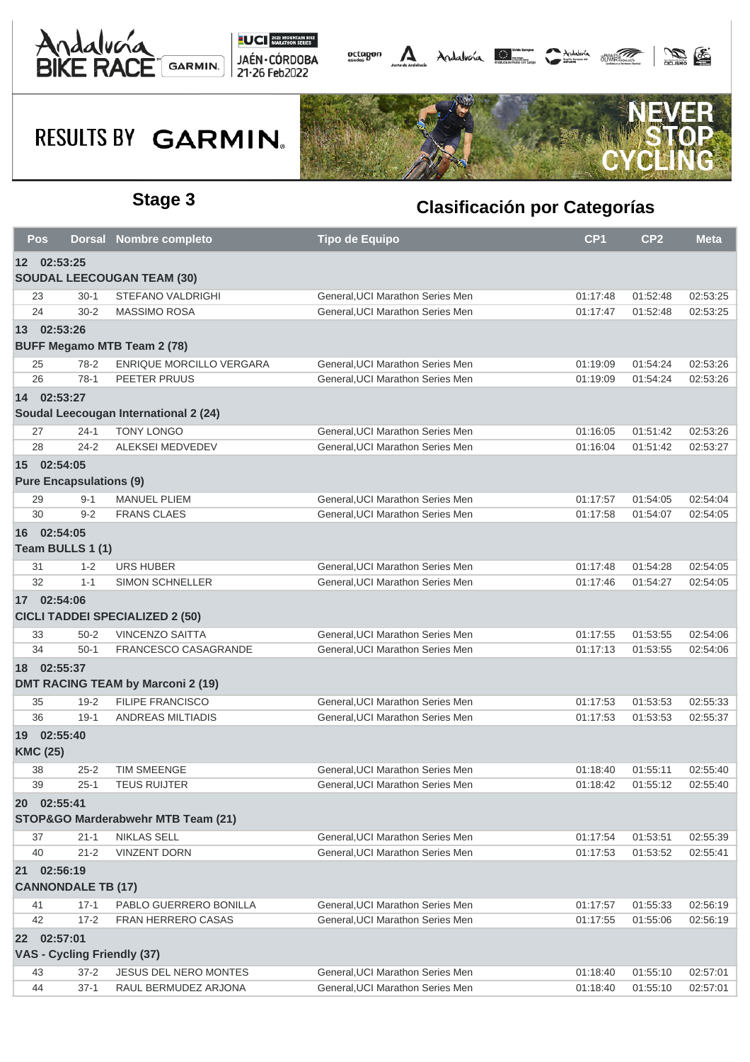## Stage 3

## Clasificación por Categorías

| Pos | Dorsal | Nombre completo | Tipo de Equipo | CP1 | CP2 | Meta |
|---|---|---|---|---|---|---|
| **12 02:53:25** | | | | | | |
| **SOUDAL LEECOUGAN TEAM (30)** | | | | | | |
| 23 | 30-1 | STEFANO VALDRIGHI | General,UCI Marathon Series Men | 01:17:48 | 01:52:48 | 02:53:25 |
| 24 | 30-2 | MASSIMO ROSA | General,UCI Marathon Series Men | 01:17:47 | 01:52:48 | 02:53:25 |
| **13 02:53:26** | | | | | | |
| **BUFF Megamo MTB Team 2 (78)** | | | | | | |
| 25 | 78-2 | ENRIQUE MORCILLO VERGARA | General,UCI Marathon Series Men | 01:19:09 | 01:54:24 | 02:53:26 |
| 26 | 78-1 | PEETER PRUUS | General,UCI Marathon Series Men | 01:19:09 | 01:54:24 | 02:53:26 |
| **14 02:53:27** | | | | | | |
| **Soudal Leecougan International 2 (24)** | | | | | | |
| 27 | 24-1 | TONY LONGO | General,UCI Marathon Series Men | 01:16:05 | 01:51:42 | 02:53:26 |
| 28 | 24-2 | ALEKSEI MEDVEDEV | General,UCI Marathon Series Men | 01:16:04 | 01:51:42 | 02:53:27 |
| **15 02:54:05** | | | | | | |
| **Pure Encapsulations (9)** | | | | | | |
| 29 | 9-1 | MANUEL PLIEM | General,UCI Marathon Series Men | 01:17:57 | 01:54:05 | 02:54:04 |
| 30 | 9-2 | FRANS CLAES | General,UCI Marathon Series Men | 01:17:58 | 01:54:07 | 02:54:05 |
| **16 02:54:05** | | | | | | |
| **Team BULLS 1 (1)** | | | | | | |
| 31 | 1-2 | URS HUBER | General,UCI Marathon Series Men | 01:17:48 | 01:54:28 | 02:54:05 |
| 32 | 1-1 | SIMON SCHNELLER | General,UCI Marathon Series Men | 01:17:46 | 01:54:27 | 02:54:05 |
| **17 02:54:06** | | | | | | |
| **CICLI TADDEI SPECIALIZED 2 (50)** | | | | | | |
| 33 | 50-2 | VINCENZO SAITTA | General,UCI Marathon Series Men | 01:17:55 | 01:53:55 | 02:54:06 |
| 34 | 50-1 | FRANCESCO CASAGRANDE | General,UCI Marathon Series Men | 01:17:13 | 01:53:55 | 02:54:06 |
| **18 02:55:37** | | | | | | |
| **DMT RACING TEAM by Marconi 2 (19)** | | | | | | |
| 35 | 19-2 | FILIPE FRANCISCO | General,UCI Marathon Series Men | 01:17:53 | 01:53:53 | 02:55:33 |
| 36 | 19-1 | ANDREAS MILTIADIS | General,UCI Marathon Series Men | 01:17:53 | 01:53:53 | 02:55:37 |
| **19 02:55:40** | | | | | | |
| **KMC (25)** | | | | | | |
| 38 | 25-2 | TIM SMEENGE | General,UCI Marathon Series Men | 01:18:40 | 01:55:11 | 02:55:40 |
| 39 | 25-1 | TEUS RUIJTER | General,UCI Marathon Series Men | 01:18:42 | 01:55:12 | 02:55:40 |
| **20 02:55:41** | | | | | | |
| **STOP&GO Marderabwehr MTB Team (21)** | | | | | | |
| 37 | 21-1 | NIKLAS SELL | General,UCI Marathon Series Men | 01:17:54 | 01:53:51 | 02:55:39 |
| 40 | 21-2 | VINZENT DORN | General,UCI Marathon Series Men | 01:17:53 | 01:53:52 | 02:55:41 |
| **21 02:56:19** | | | | | | |
| **CANNONDALE TB (17)** | | | | | | |
| 41 | 17-1 | PABLO GUERRERO BONILLA | General,UCI Marathon Series Men | 01:17:57 | 01:55:33 | 02:56:19 |
| 42 | 17-2 | FRAN HERRERO CASAS | General,UCI Marathon Series Men | 01:17:55 | 01:55:06 | 02:56:19 |
| **22 02:57:01** | | | | | | |
| **VAS - Cycling Friendly (37)** | | | | | | |
| 43 | 37-2 | JESUS DEL NERO MONTES | General,UCI Marathon Series Men | 01:18:40 | 01:55:10 | 02:57:01 |
| 44 | 37-1 | RAUL BERMUDEZ ARJONA | General,UCI Marathon Series Men | 01:18:40 | 01:55:10 | 02:57:01 |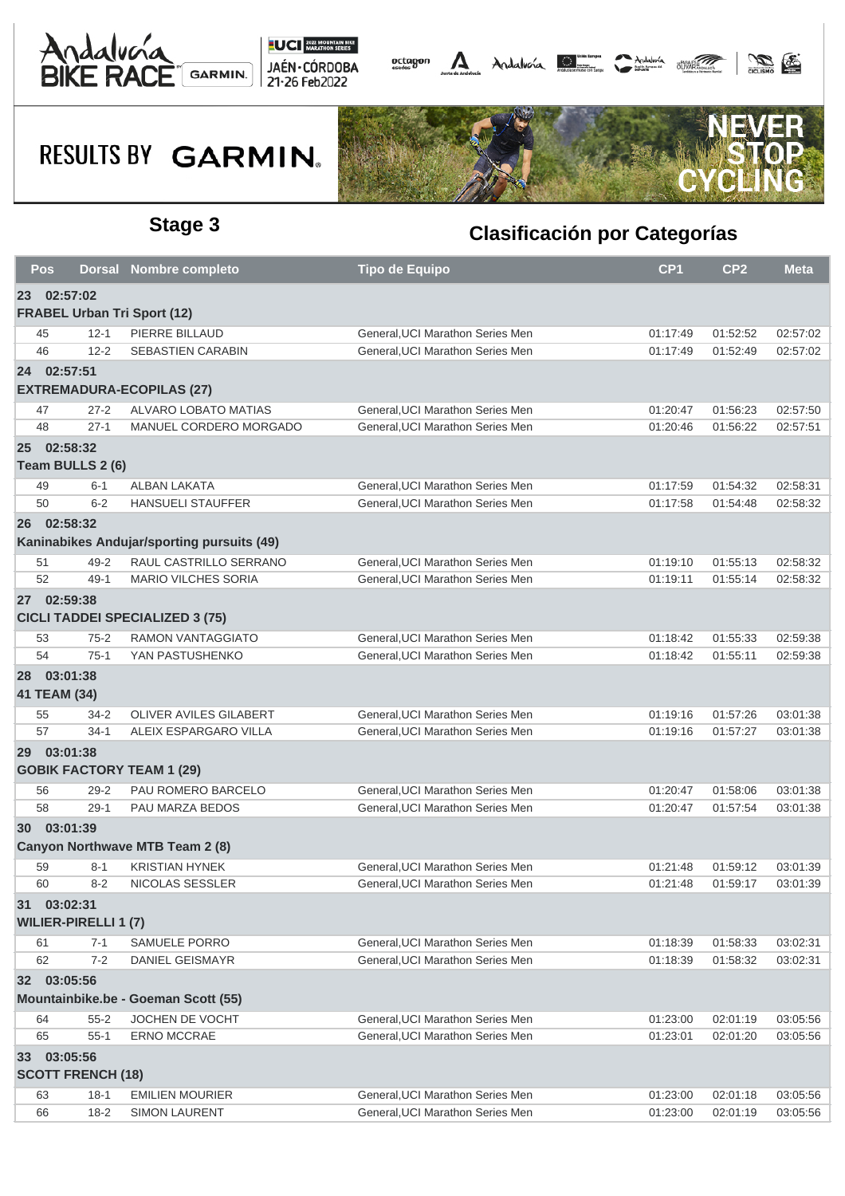## Stage 3

## Clasificación por Categorías

| Pos | Dorsal | Nombre completo | Tipo de Equipo | CP1 | CP2 | Meta |
|---|---|---|---|---|---|---|
| **23 02:57:02** | | | | | | |
| **FRABEL Urban Tri Sport (12)** | | | | | | |
| 45 | 12-1 | PIERRE BILLAUD | General,UCI Marathon Series Men | 01:17:49 | 01:52:52 | 02:57:02 |
| 46 | 12-2 | SEBASTIEN CARABIN | General,UCI Marathon Series Men | 01:17:49 | 01:52:49 | 02:57:02 |
| **24 02:57:51** | | | | | | |
| **EXTREMADURA-ECOPILAS (27)** | | | | | | |
| 47 | 27-2 | ALVARO LOBATO MATIAS | General,UCI Marathon Series Men | 01:20:47 | 01:56:23 | 02:57:50 |
| 48 | 27-1 | MANUEL CORDERO MORGADO | General,UCI Marathon Series Men | 01:20:46 | 01:56:22 | 02:57:51 |
| **25 02:58:32** | | | | | | |
| **Team BULLS 2 (6)** | | | | | | |
| 49 | 6-1 | ALBAN LAKATA | General,UCI Marathon Series Men | 01:17:59 | 01:54:32 | 02:58:31 |
| 50 | 6-2 | HANSUELI STAUFFER | General,UCI Marathon Series Men | 01:17:58 | 01:54:48 | 02:58:32 |
| **26 02:58:32** | | | | | | |
| **Kaninabikes Andujar/sporting pursuits (49)** | | | | | | |
| 51 | 49-2 | RAUL CASTRILLO SERRANO | General,UCI Marathon Series Men | 01:19:10 | 01:55:13 | 02:58:32 |
| 52 | 49-1 | MARIO VILCHES SORIA | General,UCI Marathon Series Men | 01:19:11 | 01:55:14 | 02:58:32 |
| **27 02:59:38** | | | | | | |
| **CICLI TADDEI SPECIALIZED 3 (75)** | | | | | | |
| 53 | 75-2 | RAMON VANTAGGIATO | General,UCI Marathon Series Men | 01:18:42 | 01:55:33 | 02:59:38 |
| 54 | 75-1 | YAN PASTUSHENKO | General,UCI Marathon Series Men | 01:18:42 | 01:55:11 | 02:59:38 |
| **28 03:01:38** | | | | | | |
| **41 TEAM (34)** | | | | | | |
| 55 | 34-2 | OLIVER AVILES GILABERT | General,UCI Marathon Series Men | 01:19:16 | 01:57:26 | 03:01:38 |
| 57 | 34-1 | ALEIX ESPARGARO VILLA | General,UCI Marathon Series Men | 01:19:16 | 01:57:27 | 03:01:38 |
| **29 03:01:38** | | | | | | |
| **GOBIK FACTORY TEAM 1 (29)** | | | | | | |
| 56 | 29-2 | PAU ROMERO BARCELO | General,UCI Marathon Series Men | 01:20:47 | 01:58:06 | 03:01:38 |
| 58 | 29-1 | PAU MARZA BEDOS | General,UCI Marathon Series Men | 01:20:47 | 01:57:54 | 03:01:38 |
| **30 03:01:39** | | | | | | |
| **Canyon Northwave MTB Team 2 (8)** | | | | | | |
| 59 | 8-1 | KRISTIAN HYNEK | General,UCI Marathon Series Men | 01:21:48 | 01:59:12 | 03:01:39 |
| 60 | 8-2 | NICOLAS SESSLER | General,UCI Marathon Series Men | 01:21:48 | 01:59:17 | 03:01:39 |
| **31 03:02:31** | | | | | | |
| **WILIER-PIRELLI 1 (7)** | | | | | | |
| 61 | 7-1 | SAMUELE PORRO | General,UCI Marathon Series Men | 01:18:39 | 01:58:33 | 03:02:31 |
| 62 | 7-2 | DANIEL GEISMAYR | General,UCI Marathon Series Men | 01:18:39 | 01:58:32 | 03:02:31 |
| **32 03:05:56** | | | | | | |
| **Mountainbike.be - Goeman Scott (55)** | | | | | | |
| 64 | 55-2 | JOCHEN DE VOCHT | General,UCI Marathon Series Men | 01:23:00 | 02:01:19 | 03:05:56 |
| 65 | 55-1 | ERNO MCCRAE | General,UCI Marathon Series Men | 01:23:01 | 02:01:20 | 03:05:56 |
| **33 03:05:56** | | | | | | |
| **SCOTT FRENCH (18)** | | | | | | |
| 63 | 18-1 | EMILIEN MOURIER | General,UCI Marathon Series Men | 01:23:00 | 02:01:18 | 03:05:56 |
| 66 | 18-2 | SIMON LAURENT | General,UCI Marathon Series Men | 01:23:00 | 02:01:19 | 03:05:56 |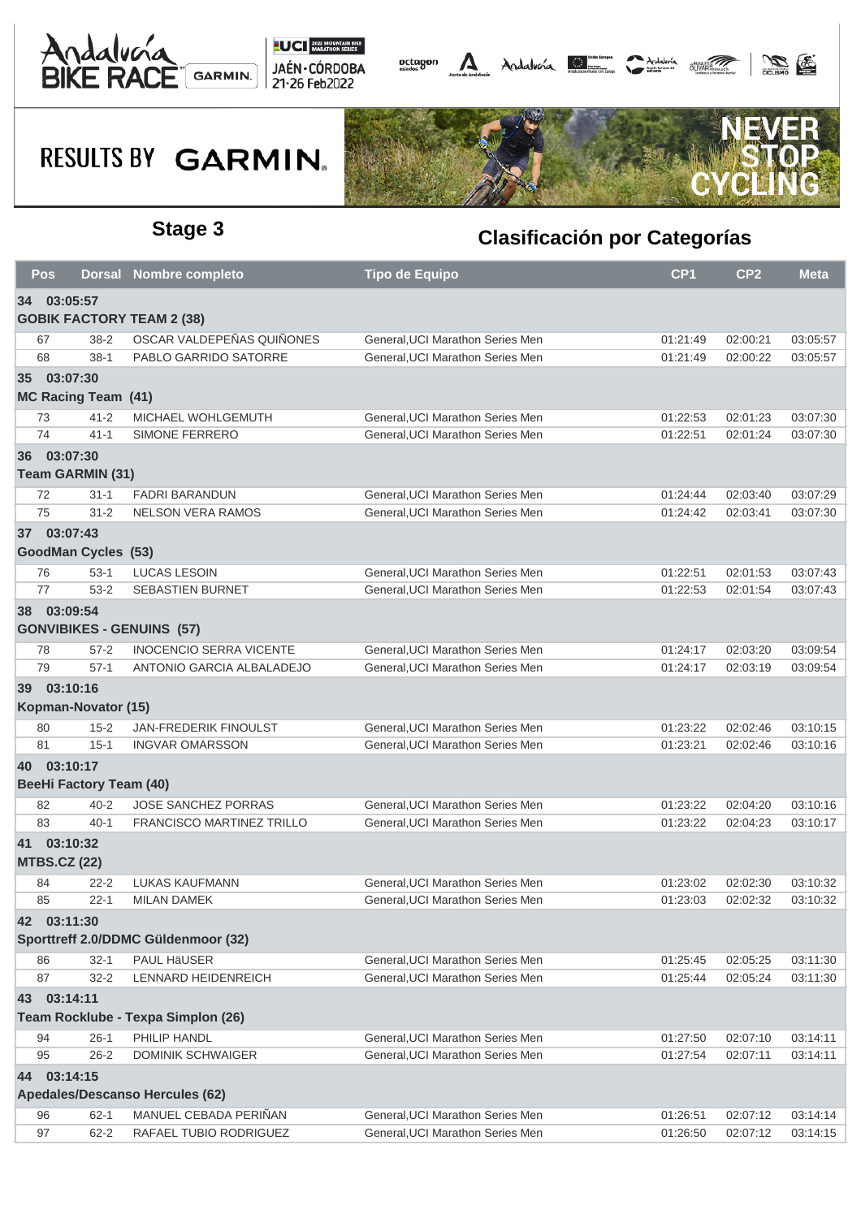RESULTS BY GARMIN

## Stage 3

## Clasificación por Categorías

| Pos | Dorsal | Nombre completo | Tipo de Equipo | CP1 | CP2 | Meta |
|---|---|---|---|---|---|---|
| **34 03:05:57** | | | | | | |
| **GOBIK FACTORY TEAM 2 (38)** | | | | | | |
| 67 | 38-2 | OSCAR VALDEPEÑAS QUIÑONES | General,UCI Marathon Series Men | 01:21:49 | 02:00:21 | 03:05:57 |
| 68 | 38-1 | PABLO GARRIDO SATORRE | General,UCI Marathon Series Men | 01:21:49 | 02:00:22 | 03:05:57 |
| **35 03:07:30** | | | | | | |
| **MC Racing Team (41)** | | | | | | |
| 73 | 41-2 | MICHAEL WOHLGEMUTH | General,UCI Marathon Series Men | 01:22:53 | 02:01:23 | 03:07:30 |
| 74 | 41-1 | SIMONE FERRERO | General,UCI Marathon Series Men | 01:22:51 | 02:01:24 | 03:07:30 |
| **36 03:07:30** | | | | | | |
| **Team GARMIN (31)** | | | | | | |
| 72 | 31-1 | FADRI BARANDUN | General,UCI Marathon Series Men | 01:24:44 | 02:03:40 | 03:07:29 |
| 75 | 31-2 | NELSON VERA RAMOS | General,UCI Marathon Series Men | 01:24:42 | 02:03:41 | 03:07:30 |
| **37 03:07:43** | | | | | | |
| **GoodMan Cycles (53)** | | | | | | |
| 76 | 53-1 | LUCAS LESOIN | General,UCI Marathon Series Men | 01:22:51 | 02:01:53 | 03:07:43 |
| 77 | 53-2 | SEBASTIEN BURNET | General,UCI Marathon Series Men | 01:22:53 | 02:01:54 | 03:07:43 |
| **38 03:09:54** | | | | | | |
| **GONVIBIKES - GENUINS (57)** | | | | | | |
| 78 | 57-2 | INOCENCIO SERRA VICENTE | General,UCI Marathon Series Men | 01:24:17 | 02:03:20 | 03:09:54 |
| 79 | 57-1 | ANTONIO GARCIA ALBALADEJO | General,UCI Marathon Series Men | 01:24:17 | 02:03:19 | 03:09:54 |
| **39 03:10:16** | | | | | | |
| **Kopman-Novator (15)** | | | | | | |
| 80 | 15-2 | JAN-FREDERIK FINOULST | General,UCI Marathon Series Men | 01:23:22 | 02:02:46 | 03:10:15 |
| 81 | 15-1 | INGVAR OMARSSON | General,UCI Marathon Series Men | 01:23:21 | 02:02:46 | 03:10:16 |
| **40 03:10:17** | | | | | | |
| **BeeHi Factory Team (40)** | | | | | | |
| 82 | 40-2 | JOSE SANCHEZ PORRAS | General,UCI Marathon Series Men | 01:23:22 | 02:04:20 | 03:10:16 |
| 83 | 40-1 | FRANCISCO MARTINEZ TRILLO | General,UCI Marathon Series Men | 01:23:22 | 02:04:23 | 03:10:17 |
| **41 03:10:32** | | | | | | |
| **MTBS.CZ (22)** | | | | | | |
| 84 | 22-2 | LUKAS KAUFMANN | General,UCI Marathon Series Men | 01:23:02 | 02:02:30 | 03:10:32 |
| 85 | 22-1 | MILAN DAMEK | General,UCI Marathon Series Men | 01:23:03 | 02:02:32 | 03:10:32 |
| **42 03:11:30** | | | | | | |
| **Sporttreff 2.0/DDMC Güldenmoor (32)** | | | | | | |
| 86 | 32-1 | PAUL HäUSER | General,UCI Marathon Series Men | 01:25:45 | 02:05:25 | 03:11:30 |
| 87 | 32-2 | LENNARD HEIDENREICH | General,UCI Marathon Series Men | 01:25:44 | 02:05:24 | 03:11:30 |
| **43 03:14:11** | | | | | | |
| **Team Rocklube - Texpa Simplon (26)** | | | | | | |
| 94 | 26-1 | PHILIP HANDL | General,UCI Marathon Series Men | 01:27:50 | 02:07:10 | 03:14:11 |
| 95 | 26-2 | DOMINIK SCHWAIGER | General,UCI Marathon Series Men | 01:27:54 | 02:07:11 | 03:14:11 |
| **44 03:14:15** | | | | | | |
| **Apedales/Descanso Hercules (62)** | | | | | | |
| 96 | 62-1 | MANUEL CEBADA PERIÑAN | General,UCI Marathon Series Men | 01:26:51 | 02:07:12 | 03:14:14 |
| 97 | 62-2 | RAFAEL TUBIO RODRIGUEZ | General,UCI Marathon Series Men | 01:26:50 | 02:07:12 | 03:14:15 |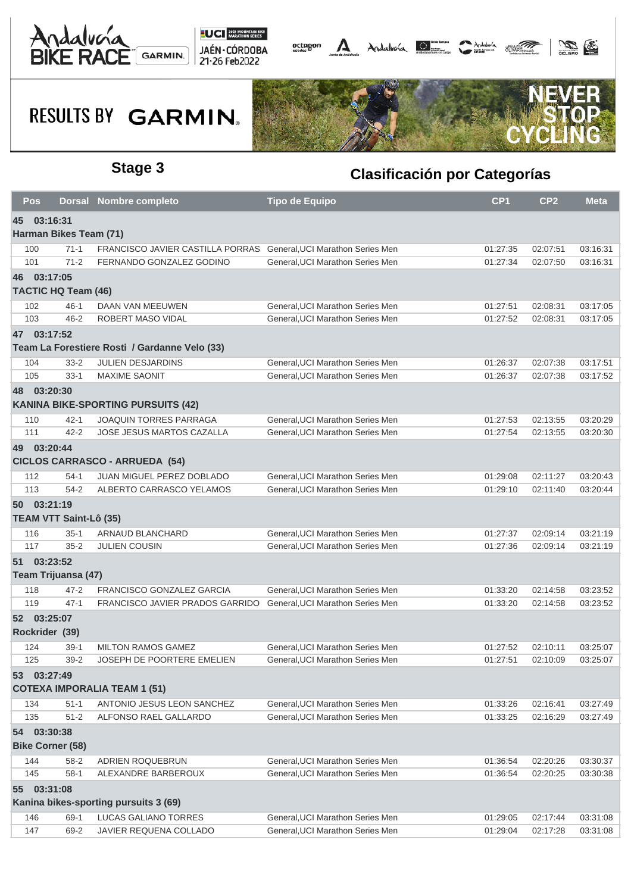## Stage 3

## Clasificación por Categorías

| Pos | Dorsal | Nombre completo | Tipo de Equipo | CP1 | CP2 | Meta |
|---|---|---|---|---|---|---|
| **45 03:16:31** | | | | | | |
| **Harman Bikes Team (71)** | | | | | | |
| 100 | 71-1 | FRANCISCO JAVIER CASTILLA PORRAS | General,UCI Marathon Series Men | 01:27:35 | 02:07:51 | 03:16:31 |
| 101 | 71-2 | FERNANDO GONZALEZ GODINO | General,UCI Marathon Series Men | 01:27:34 | 02:07:50 | 03:16:31 |
| **46 03:17:05** | | | | | | |
| **TACTIC HQ Team (46)** | | | | | | |
| 102 | 46-1 | DAAN VAN MEEUWEN | General,UCI Marathon Series Men | 01:27:51 | 02:08:31 | 03:17:05 |
| 103 | 46-2 | ROBERT MASO VIDAL | General,UCI Marathon Series Men | 01:27:52 | 02:08:31 | 03:17:05 |
| **47 03:17:52** | | | | | | |
| **Team La Forestiere Rosti / Gardanne Velo (33)** | | | | | | |
| 104 | 33-2 | JULIEN DESJARDINS | General,UCI Marathon Series Men | 01:26:37 | 02:07:38 | 03:17:51 |
| 105 | 33-1 | MAXIME SAONIT | General,UCI Marathon Series Men | 01:26:37 | 02:07:38 | 03:17:52 |
| **48 03:20:30** | | | | | | |
| **KANINA BIKE-SPORTING PURSUITS (42)** | | | | | | |
| 110 | 42-1 | JOAQUIN TORRES PARRAGA | General,UCI Marathon Series Men | 01:27:53 | 02:13:55 | 03:20:29 |
| 111 | 42-2 | JOSE JESUS MARTOS CAZALLA | General,UCI Marathon Series Men | 01:27:54 | 02:13:55 | 03:20:30 |
| **49 03:20:44** | | | | | | |
| **CICLOS CARRASCO - ARRUEDA (54)** | | | | | | |
| 112 | 54-1 | JUAN MIGUEL PEREZ DOBLADO | General,UCI Marathon Series Men | 01:29:08 | 02:11:27 | 03:20:43 |
| 113 | 54-2 | ALBERTO CARRASCO YELAMOS | General,UCI Marathon Series Men | 01:29:10 | 02:11:40 | 03:20:44 |
| **50 03:21:19** | | | | | | |
| **TEAM VTT Saint-Lô (35)** | | | | | | |
| 116 | 35-1 | ARNAUD BLANCHARD | General,UCI Marathon Series Men | 01:27:37 | 02:09:14 | 03:21:19 |
| 117 | 35-2 | JULIEN COUSIN | General,UCI Marathon Series Men | 01:27:36 | 02:09:14 | 03:21:19 |
| **51 03:23:52** | | | | | | |
| **Team Trijuansa (47)** | | | | | | |
| 118 | 47-2 | FRANCISCO GONZALEZ GARCIA | General,UCI Marathon Series Men | 01:33:20 | 02:14:58 | 03:23:52 |
| 119 | 47-1 | FRANCISCO JAVIER PRADOS GARRIDO | General,UCI Marathon Series Men | 01:33:20 | 02:14:58 | 03:23:52 |
| **52 03:25:07** | | | | | | |
| **Rockrider (39)** | | | | | | |
| 124 | 39-1 | MILTON RAMOS GAMEZ | General,UCI Marathon Series Men | 01:27:52 | 02:10:11 | 03:25:07 |
| 125 | 39-2 | JOSEPH DE POORTERE EMELIEN | General,UCI Marathon Series Men | 01:27:51 | 02:10:09 | 03:25:07 |
| **53 03:27:49** | | | | | | |
| **COTEXA IMPORALIA TEAM 1 (51)** | | | | | | |
| 134 | 51-1 | ANTONIO JESUS LEON SANCHEZ | General,UCI Marathon Series Men | 01:33:26 | 02:16:41 | 03:27:49 |
| 135 | 51-2 | ALFONSO RAEL GALLARDO | General,UCI Marathon Series Men | 01:33:25 | 02:16:29 | 03:27:49 |
| **54 03:30:38** | | | | | | |
| **Bike Corner (58)** | | | | | | |
| 144 | 58-2 | ADRIEN ROQUEBRUN | General,UCI Marathon Series Men | 01:36:54 | 02:20:26 | 03:30:37 |
| 145 | 58-1 | ALEXANDRE BARBEROUX | General,UCI Marathon Series Men | 01:36:54 | 02:20:25 | 03:30:38 |
| **55 03:31:08** | | | | | | |
| **Kanina bikes-sporting pursuits 3 (69)** | | | | | | |
| 146 | 69-1 | LUCAS GALIANO TORRES | General,UCI Marathon Series Men | 01:29:05 | 02:17:44 | 03:31:08 |
| 147 | 69-2 | JAVIER REQUENA COLLADO | General,UCI Marathon Series Men | 01:29:04 | 02:17:28 | 03:31:08 |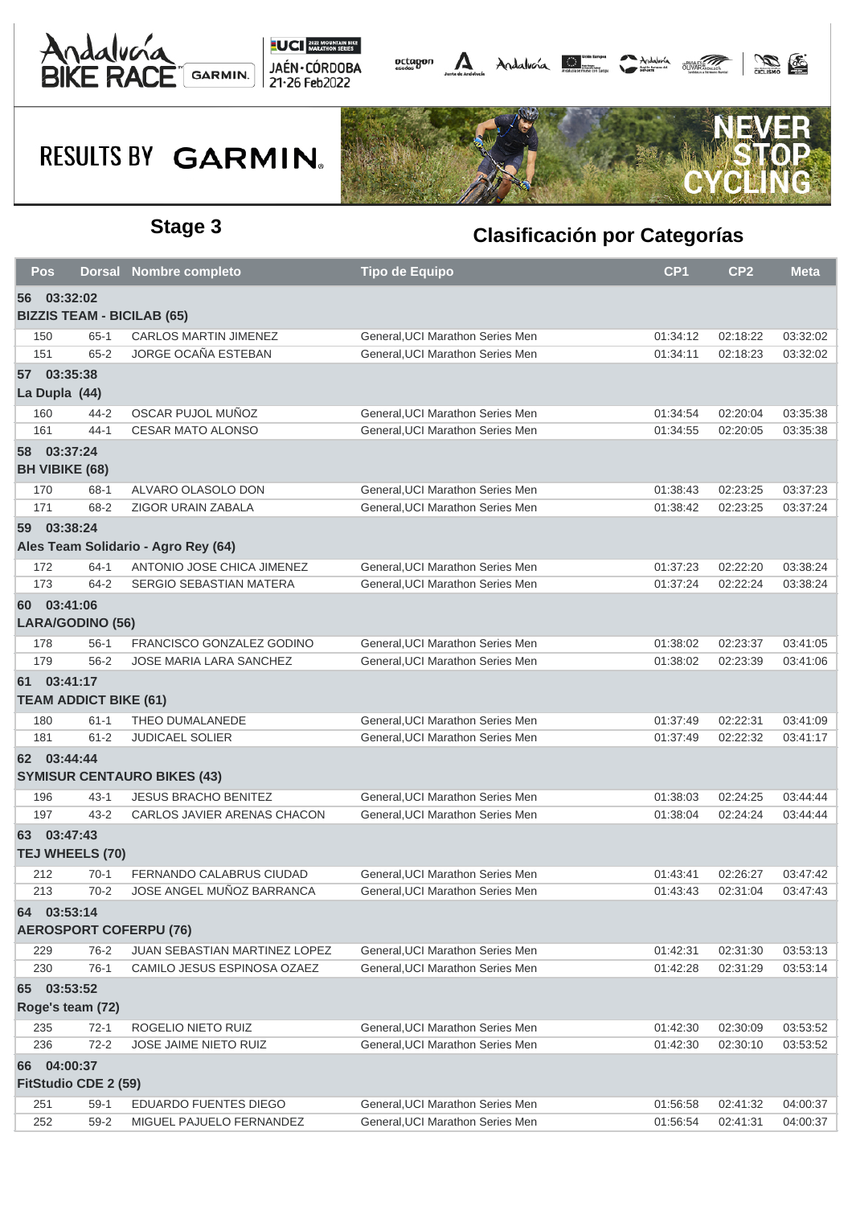## Stage 3

## Clasificación por Categorías

| Pos | Dorsal | Nombre completo | Tipo de Equipo | CP1 | CP2 | Meta |
|---|---|---|---|---|---|---|
| **56 03:32:02** | | | | | | |
| **BIZZIS TEAM - BICILAB (65)** | | | | | | |
| 150 | 65-1 | CARLOS MARTIN JIMENEZ | General,UCI Marathon Series Men | 01:34:12 | 02:18:22 | 03:32:02 |
| 151 | 65-2 | JORGE OCAÑA ESTEBAN | General,UCI Marathon Series Men | 01:34:11 | 02:18:23 | 03:32:02 |
| **57 03:35:38** | | | | | | |
| **La Dupla (44)** | | | | | | |
| 160 | 44-2 | OSCAR PUJOL MUÑOZ | General,UCI Marathon Series Men | 01:34:54 | 02:20:04 | 03:35:38 |
| 161 | 44-1 | CESAR MATO ALONSO | General,UCI Marathon Series Men | 01:34:55 | 02:20:05 | 03:35:38 |
| **58 03:37:24** | | | | | | |
| **BH VIBIKE (68)** | | | | | | |
| 170 | 68-1 | ALVARO OLASOLO DON | General,UCI Marathon Series Men | 01:38:43 | 02:23:25 | 03:37:23 |
| 171 | 68-2 | ZIGOR URAIN ZABALA | General,UCI Marathon Series Men | 01:38:42 | 02:23:25 | 03:37:24 |
| **59 03:38:24** | | | | | | |
| **Ales Team Solidario - Agro Rey (64)** | | | | | | |
| 172 | 64-1 | ANTONIO JOSE CHICA JIMENEZ | General,UCI Marathon Series Men | 01:37:23 | 02:22:20 | 03:38:24 |
| 173 | 64-2 | SERGIO SEBASTIAN MATERA | General,UCI Marathon Series Men | 01:37:24 | 02:22:24 | 03:38:24 |
| **60 03:41:06** | | | | | | |
| **LARA/GODINO (56)** | | | | | | |
| 178 | 56-1 | FRANCISCO GONZALEZ GODINO | General,UCI Marathon Series Men | 01:38:02 | 02:23:37 | 03:41:05 |
| 179 | 56-2 | JOSE MARIA LARA SANCHEZ | General,UCI Marathon Series Men | 01:38:02 | 02:23:39 | 03:41:06 |
| **61 03:41:17** | | | | | | |
| **TEAM ADDICT BIKE (61)** | | | | | | |
| 180 | 61-1 | THEO DUMALANEDE | General,UCI Marathon Series Men | 01:37:49 | 02:22:31 | 03:41:09 |
| 181 | 61-2 | JUDICAEL SOLIER | General,UCI Marathon Series Men | 01:37:49 | 02:22:32 | 03:41:17 |
| **62 03:44:44** | | | | | | |
| **SYMISUR CENTAURO BIKES (43)** | | | | | | |
| 196 | 43-1 | JESUS BRACHO BENITEZ | General,UCI Marathon Series Men | 01:38:03 | 02:24:25 | 03:44:44 |
| 197 | 43-2 | CARLOS JAVIER ARENAS CHACON | General,UCI Marathon Series Men | 01:38:04 | 02:24:24 | 03:44:44 |
| **63 03:47:43** | | | | | | |
| **TEJ WHEELS (70)** | | | | | | |
| 212 | 70-1 | FERNANDO CALABRUS CIUDAD | General,UCI Marathon Series Men | 01:43:41 | 02:26:27 | 03:47:42 |
| 213 | 70-2 | JOSE ANGEL MUÑOZ BARRANCA | General,UCI Marathon Series Men | 01:43:43 | 02:31:04 | 03:47:43 |
| **64 03:53:14** | | | | | | |
| **AEROSPORT COFERPU (76)** | | | | | | |
| 229 | 76-2 | JUAN SEBASTIAN MARTINEZ LOPEZ | General,UCI Marathon Series Men | 01:42:31 | 02:31:30 | 03:53:13 |
| 230 | 76-1 | CAMILO JESUS ESPINOSA OZAEZ | General,UCI Marathon Series Men | 01:42:28 | 02:31:29 | 03:53:14 |
| **65 03:53:52** | | | | | | |
| **Roge's team (72)** | | | | | | |
| 235 | 72-1 | ROGELIO NIETO RUIZ | General,UCI Marathon Series Men | 01:42:30 | 02:30:09 | 03:53:52 |
| 236 | 72-2 | JOSE JAIME NIETO RUIZ | General,UCI Marathon Series Men | 01:42:30 | 02:30:10 | 03:53:52 |
| **66 04:00:37** | | | | | | |
| **FitStudio CDE 2 (59)** | | | | | | |
| 251 | 59-1 | EDUARDO FUENTES DIEGO | General,UCI Marathon Series Men | 01:56:58 | 02:41:32 | 04:00:37 |
| 252 | 59-2 | MIGUEL PAJUELO FERNANDEZ | General,UCI Marathon Series Men | 01:56:54 | 02:41:31 | 04:00:37 |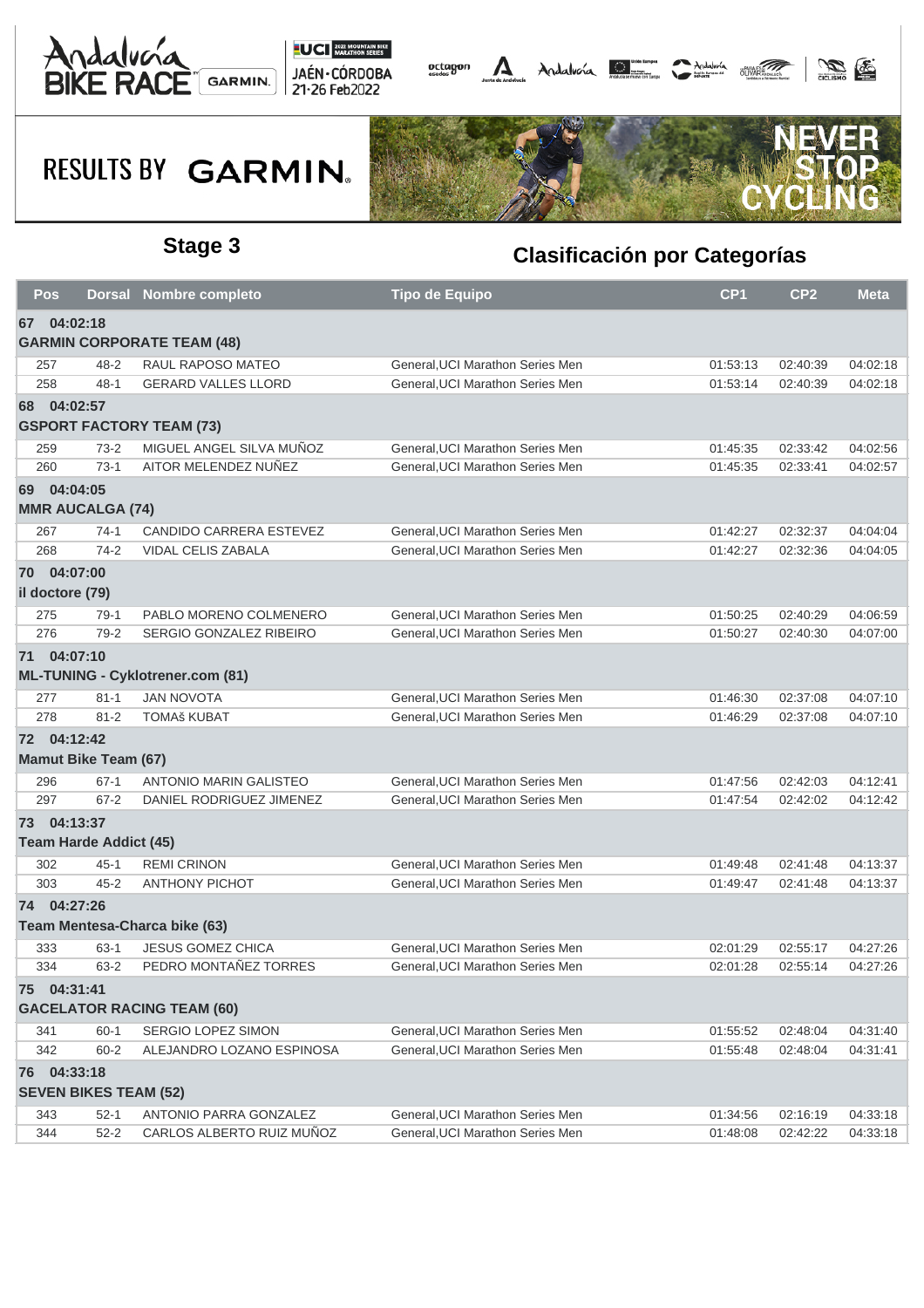## Stage 3

## Clasificación por Categorías

| Pos | Dorsal | Nombre completo | Tipo de Equipo | CP1 | CP2 | Meta |
|---|---|---|---|---|---|---|
| **67 04:02:18** | | | | | | |
| **GARMIN CORPORATE TEAM (48)** | | | | | | |
| 257 | 48-2 | RAUL RAPOSO MATEO | General,UCI Marathon Series Men | 01:53:13 | 02:40:39 | 04:02:18 |
| 258 | 48-1 | GERARD VALLES LLORD | General,UCI Marathon Series Men | 01:53:14 | 02:40:39 | 04:02:18 |
| **68 04:02:57** | | | | | | |
| **GSPORT FACTORY TEAM (73)** | | | | | | |
| 259 | 73-2 | MIGUEL ANGEL SILVA MUÑOZ | General,UCI Marathon Series Men | 01:45:35 | 02:33:42 | 04:02:56 |
| 260 | 73-1 | AITOR MELENDEZ NUÑEZ | General,UCI Marathon Series Men | 01:45:35 | 02:33:41 | 04:02:57 |
| **69 04:04:05** | | | | | | |
| **MMR AUCALGA (74)** | | | | | | |
| 267 | 74-1 | CANDIDO CARRERA ESTEVEZ | General,UCI Marathon Series Men | 01:42:27 | 02:32:37 | 04:04:04 |
| 268 | 74-2 | VIDAL CELIS ZABALA | General,UCI Marathon Series Men | 01:42:27 | 02:32:36 | 04:04:05 |
| **70 04:07:00** | | | | | | |
| **il doctore (79)** | | | | | | |
| 275 | 79-1 | PABLO MORENO COLMENERO | General,UCI Marathon Series Men | 01:50:25 | 02:40:29 | 04:06:59 |
| 276 | 79-2 | SERGIO GONZALEZ RIBEIRO | General,UCI Marathon Series Men | 01:50:27 | 02:40:30 | 04:07:00 |
| **71 04:07:10** | | | | | | |
| **ML-TUNING - Cyklotrener.com (81)** | | | | | | |
| 277 | 81-1 | JAN NOVOTA | General,UCI Marathon Series Men | 01:46:30 | 02:37:08 | 04:07:10 |
| 278 | 81-2 | TOMAš KUBAT | General,UCI Marathon Series Men | 01:46:29 | 02:37:08 | 04:07:10 |
| **72 04:12:42** | | | | | | |
| **Mamut Bike Team (67)** | | | | | | |
| 296 | 67-1 | ANTONIO MARIN GALISTEO | General,UCI Marathon Series Men | 01:47:56 | 02:42:03 | 04:12:41 |
| 297 | 67-2 | DANIEL RODRIGUEZ JIMENEZ | General,UCI Marathon Series Men | 01:47:54 | 02:42:02 | 04:12:42 |
| **73 04:13:37** | | | | | | |
| **Team Harde Addict (45)** | | | | | | |
| 302 | 45-1 | REMI CRINON | General,UCI Marathon Series Men | 01:49:48 | 02:41:48 | 04:13:37 |
| 303 | 45-2 | ANTHONY PICHOT | General,UCI Marathon Series Men | 01:49:47 | 02:41:48 | 04:13:37 |
| **74 04:27:26** | | | | | | |
| **Team Mentesa-Charca bike (63)** | | | | | | |
| 333 | 63-1 | JESUS GOMEZ CHICA | General,UCI Marathon Series Men | 02:01:29 | 02:55:17 | 04:27:26 |
| 334 | 63-2 | PEDRO MONTAÑEZ TORRES | General,UCI Marathon Series Men | 02:01:28 | 02:55:14 | 04:27:26 |
| **75 04:31:41** | | | | | | |
| **GACELATOR RACING TEAM (60)** | | | | | | |
| 341 | 60-1 | SERGIO LOPEZ SIMON | General,UCI Marathon Series Men | 01:55:52 | 02:48:04 | 04:31:40 |
| 342 | 60-2 | ALEJANDRO LOZANO ESPINOSA | General,UCI Marathon Series Men | 01:55:48 | 02:48:04 | 04:31:41 |
| **76 04:33:18** | | | | | | |
| **SEVEN BIKES TEAM (52)** | | | | | | |
| 343 | 52-1 | ANTONIO PARRA GONZALEZ | General,UCI Marathon Series Men | 01:34:56 | 02:16:19 | 04:33:18 |
| 344 | 52-2 | CARLOS ALBERTO RUIZ MUÑOZ | General,UCI Marathon Series Men | 01:48:08 | 02:42:22 | 04:33:18 |